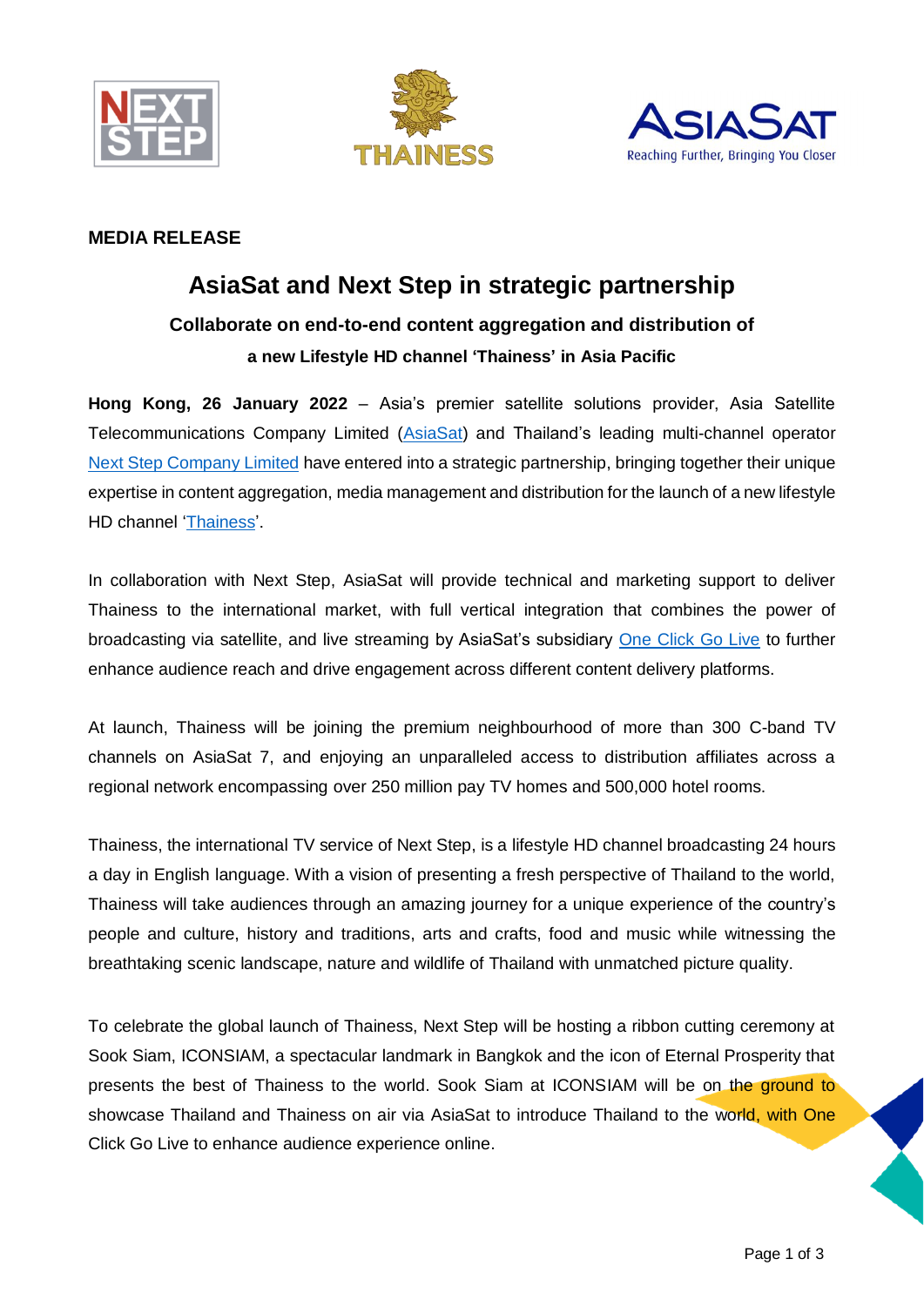**MEDIA RELEASE**

# AsiaSat and Next Step in strategic partnership

## Collaborate on end-to-end content aggregation and distribution of a new Lifestyle HD channel 'Thainess' in Asia Pacific

**Hong Kong, 26 January 2022** – Asia's premier satellite solutions provider, Asia Satellite Telecommunications Company Limited (AsiaSat) and Thailand's leading multi-channel operator Next Step Company Limited have entered into a strategic partnership, bringing together their unique expertise in content aggregation, media management and distribution for the launch of a new lifestyle HD channel 'Thainess'.

In collaboration with Next Step, AsiaSat will provide technical and marketing support to deliver Thainess to the international market, with full vertical integration that combines the power of broadcasting via satellite, and live streaming by AsiaSat's subsidiary One Click Go Live to further enhance audience reach and drive engagement across different content delivery platforms.

At launch, Thainess will be joining the premium neighbourhood of more than 300 C-band TV channels on AsiaSat 7, and enjoying an unparalleled access to distribution affiliates across a regional network encompassing over 250 million pay TV homes and 500,000 hotel rooms.

Thainess, the international TV service of Next Step, is a lifestyle HD channel broadcasting 24 hours a day in English language. With a vision of presenting a fresh perspective of Thailand to the world, Thainess will take audiences through an amazing journey for a unique experience of the country's people and culture, history and traditions, arts and crafts, food and music while witnessing the breathtaking scenic landscape, nature and wildlife of Thailand with unmatched picture quality.

To celebrate the global launch of Thainess, Next Step will be hosting a ribbon cutting ceremony at Sook Siam, ICONSIAM, a spectacular landmark in Bangkok and the icon of Eternal Prosperity that presents the best of Thainess to the world. Sook Siam at ICONSIAM will be on the ground to showcase Thailand and Thainess on air via AsiaSat to introduce Thailand to the world, with One Click Go Live to enhance audience experience online.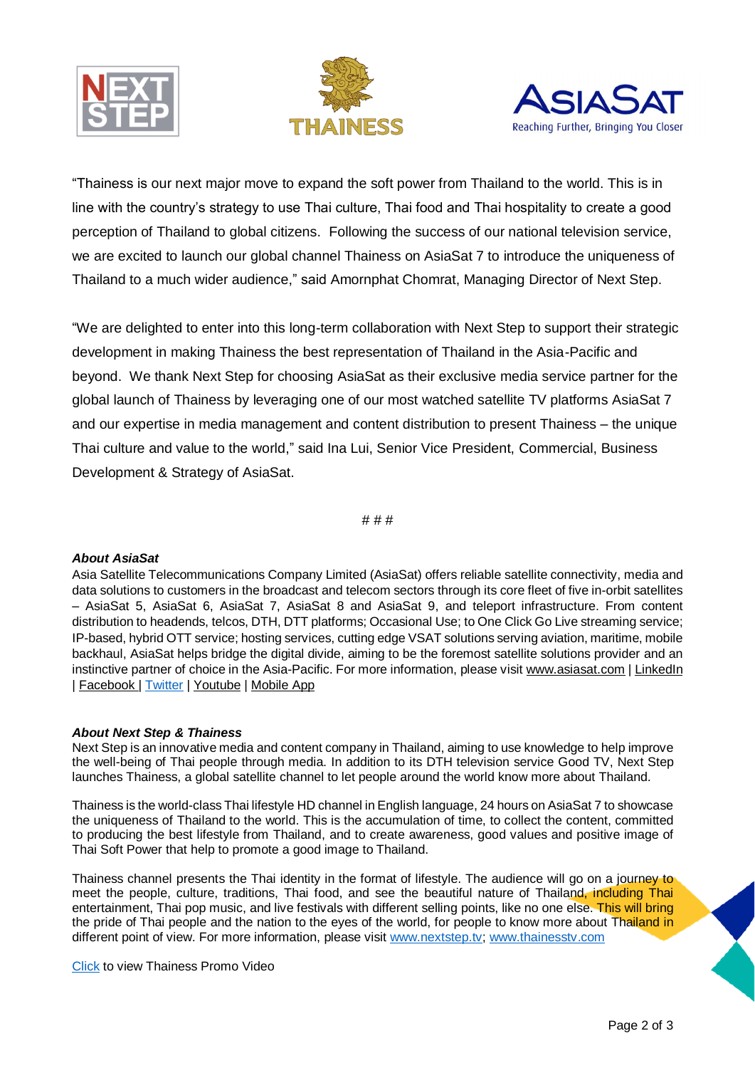"Thainess is our next major move to expand the soft power from Thailand to the world. This is in line with the country's strategy to use Thai culture, Thai food and Thai hospitality to create a good perception of Thailand to global citizens. Following the success of our national television service, we are excited to launch our global channel Thainess on AsiaSat 7 to introduce the uniqueness of Thailand to a much wider audience," said Amornphat Chomrat, Managing Director of Next Step.

"We are delighted to enter into this long-term collaboration with Next Step to support their strategic development in making Thainess the best representation of Thailand in the Asia-Pacific and beyond. We thank Next Step for choosing AsiaSat as their exclusive media service partner for the global launch of Thainess by leveraging one of our most watched satellite TV platforms AsiaSat 7 and our expertise in media management and content distribution to present Thainess – the unique Thai culture and value to the world," said Ina Lui, Senior Vice President, Commercial, Business Development & Strategy of AsiaSat.

# # #

***About AsiaSat***

Asia Satellite Telecommunications Company Limited (AsiaSat) offers reliable satellite connectivity, media and data solutions to customers in the broadcast and telecom sectors through its core fleet of five in-orbit satellites – AsiaSat 5, AsiaSat 6, AsiaSat 7, AsiaSat 8 and AsiaSat 9, and teleport infrastructure. From content distribution to headends, telcos, DTH, DTT platforms; Occasional Use; to One Click Go Live streaming service; IP-based, hybrid OTT service; hosting services, cutting edge VSAT solutions serving aviation, maritime, mobile backhaul, AsiaSat helps bridge the digital divide, aiming to be the foremost satellite solutions provider and an instinctive partner of choice in the Asia-Pacific. For more information, please visit www.asiasat.com | LinkedIn | Facebook | Twitter | Youtube | Mobile App

***About Next Step & Thainess***

Next Step is an innovative media and content company in Thailand, aiming to use knowledge to help improve the well-being of Thai people through media. In addition to its DTH television service Good TV, Next Step launches Thainess, a global satellite channel to let people around the world know more about Thailand.

Thainess is the world-class Thai lifestyle HD channel in English language, 24 hours on AsiaSat 7 to showcase the uniqueness of Thailand to the world. This is the accumulation of time, to collect the content, committed to producing the best lifestyle from Thailand, and to create awareness, good values and positive image of Thai Soft Power that help to promote a good image to Thailand.

Thainess channel presents the Thai identity in the format of lifestyle. The audience will go on a journey to meet the people, culture, traditions, Thai food, and see the beautiful nature of Thailand, including Thai entertainment, Thai pop music, and live festivals with different selling points, like no one else. This will bring the pride of Thai people and the nation to the eyes of the world, for people to know more about Thailand in different point of view. For more information, please visit www.nextstep.tv; www.thainesstv.com

Click to view Thainess Promo Video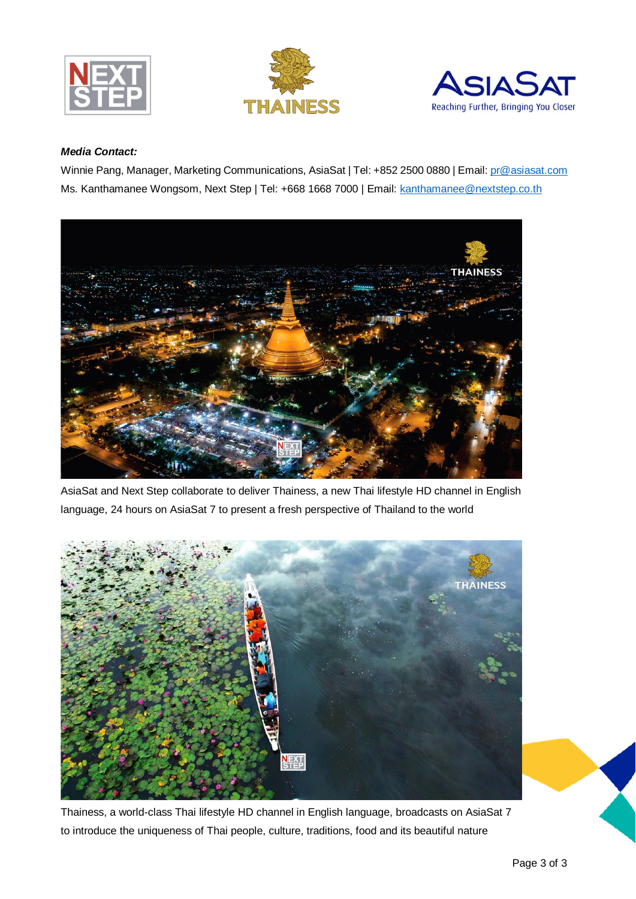***Media Contact:***

Winnie Pang, Manager, Marketing Communications, AsiaSat | Tel: +852 2500 0880 | Email: pr@asiasat.com

Ms. Kanthamanee Wongsom, Next Step | Tel: +668 1668 7000 | Email: kanthamanee@nextstep.co.th

AsiaSat and Next Step collaborate to deliver Thainess, a new Thai lifestyle HD channel in English language, 24 hours on AsiaSat 7 to present a fresh perspective of Thailand to the world

Thainess, a world-class Thai lifestyle HD channel in English language, broadcasts on AsiaSat 7 to introduce the uniqueness of Thai people, culture, traditions, food and its beautiful nature